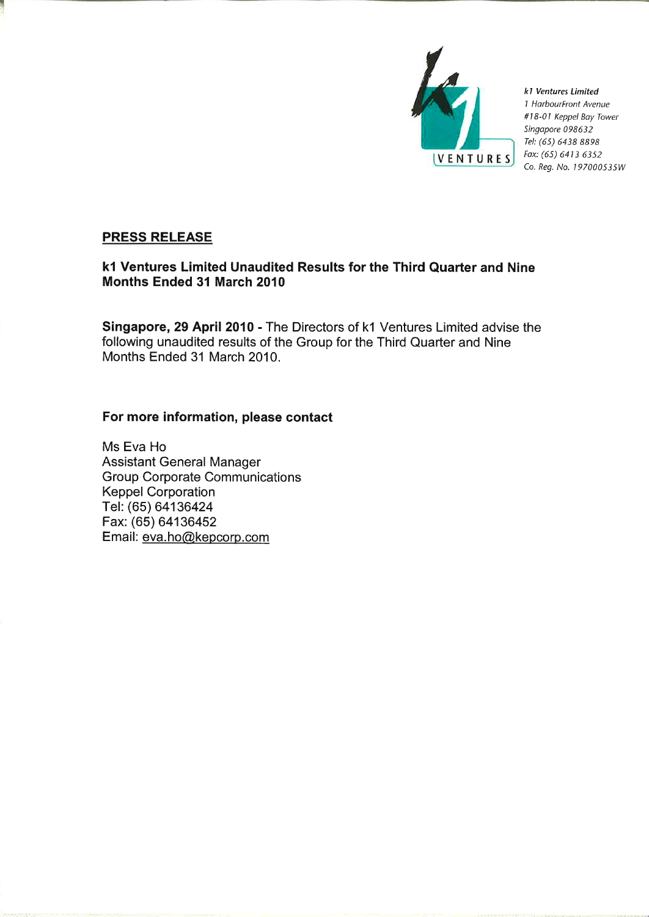k1 VENTURES

*k1 Ventures Limited*
*1 HarbourFront Avenue*
*#18-01 Keppel Bay Tower*
*Singapore 098632*
*Tel: (65) 6438 8898*
*Fax: (65) 6413 6352*
*Co. Reg. No. 197000535W*

**PRESS RELEASE**

**k1 Ventures Limited Unaudited Results for the Third Quarter and Nine Months Ended 31 March 2010**

**Singapore, 29 April 2010 -** The Directors of k1 Ventures Limited advise the following unaudited results of the Group for the Third Quarter and Nine Months Ended 31 March 2010.

**For more information, please contact**

Ms Eva Ho
Assistant General Manager
Group Corporate Communications
Keppel Corporation
Tel: (65) 64136424
Fax: (65) 64136452
Email: eva.ho@kepcorp.com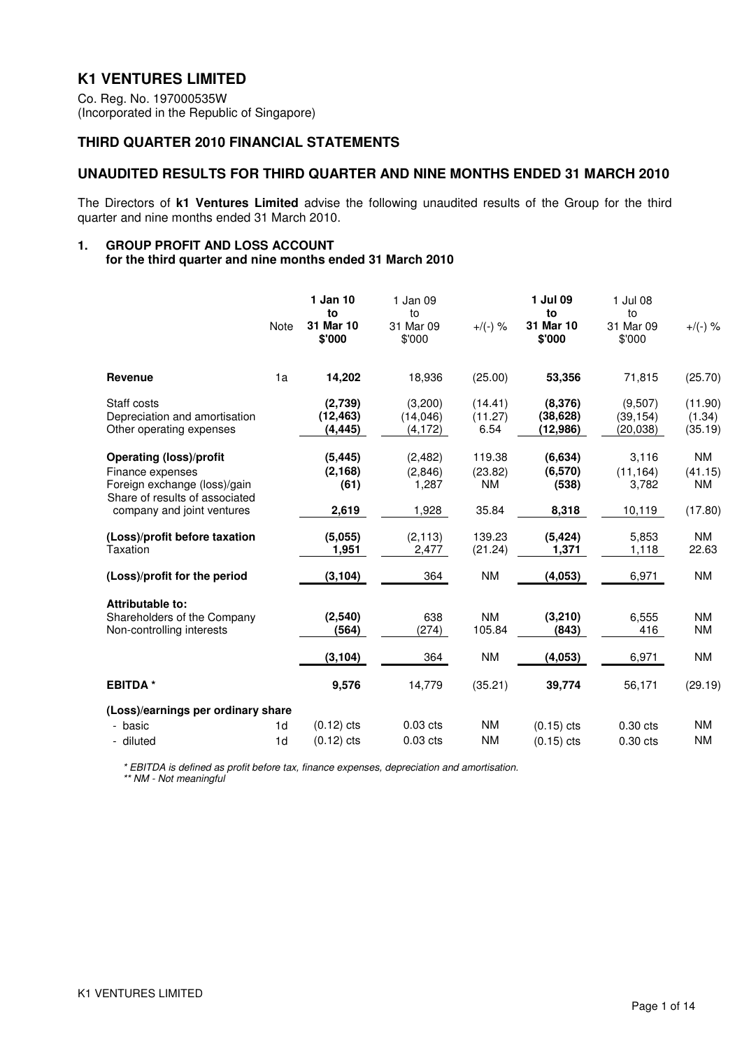# K1 VENTURES LIMITED

Co. Reg. No. 197000535W
(Incorporated in the Republic of Singapore)

## THIRD QUARTER 2010 FINANCIAL STATEMENTS

## UNAUDITED RESULTS FOR THIRD QUARTER AND NINE MONTHS ENDED 31 MARCH 2010

The Directors of **k1 Ventures Limited** advise the following unaudited results of the Group for the third quarter and nine months ended 31 March 2010.

### 1. GROUP PROFIT AND LOSS ACCOUNT
### for the third quarter and nine months ended 31 March 2010

| | Note | **1 Jan 10 to 31 Mar 10 $'000** | 1 Jan 09 to 31 Mar 09 $'000 | +/(-) % | **1 Jul 09 to 31 Mar 10 $'000** | 1 Jul 08 to 31 Mar 09 $'000 | +/(-) % |
|---|---|---|---|---|---|---|---|
| **Revenue** | 1a | **14,202** | 18,936 | (25.00) | **53,356** | 71,815 | (25.70) |
| Staff costs | | **(2,739)** | (3,200) | (14.41) | **(8,376)** | (9,507) | (11.90) |
| Depreciation and amortisation | | **(12,463)** | (14,046) | (11.27) | **(38,628)** | (39,154) | (1.34) |
| Other operating expenses | | **(4,445)** | (4,172) | 6.54 | **(12,986)** | (20,038) | (35.19) |
| **Operating (loss)/profit** | | **(5,445)** | (2,482) | 119.38 | **(6,634)** | 3,116 | NM |
| Finance expenses | | **(2,168)** | (2,846) | (23.82) | **(6,570)** | (11,164) | (41.15) |
| Foreign exchange (loss)/gain | | **(61)** | 1,287 | NM | **(538)** | 3,782 | NM |
| Share of results of associated company and joint ventures | | **2,619** | 1,928 | 35.84 | **8,318** | 10,119 | (17.80) |
| **(Loss)/profit before taxation** | | **(5,055)** | (2,113) | 139.23 | **(5,424)** | 5,853 | NM |
| Taxation | | **1,951** | 2,477 | (21.24) | **1,371** | 1,118 | 22.63 |
| **(Loss)/profit for the period** | | **(3,104)** | 364 | NM | **(4,053)** | 6,971 | NM |
| **Attributable to:** | | | | | | | |
| Shareholders of the Company | | **(2,540)** | 638 | NM | **(3,210)** | 6,555 | NM |
| Non-controlling interests | | **(564)** | (274) | 105.84 | **(843)** | 416 | NM |
| | | **(3,104)** | 364 | NM | **(4,053)** | 6,971 | NM |
| **EBITDA** * | | **9,576** | 14,779 | (35.21) | **39,774** | 56,171 | (29.19) |
| **(Loss)/earnings per ordinary share** | | | | | | | |
| - basic | 1d | (0.12) cts | 0.03 cts | NM | (0.15) cts | 0.30 cts | NM |
| - diluted | 1d | (0.12) cts | 0.03 cts | NM | (0.15) cts | 0.30 cts | NM |

*\* EBITDA is defined as profit before tax, finance expenses, depreciation and amortisation.*
*\*\* NM - Not meaningful*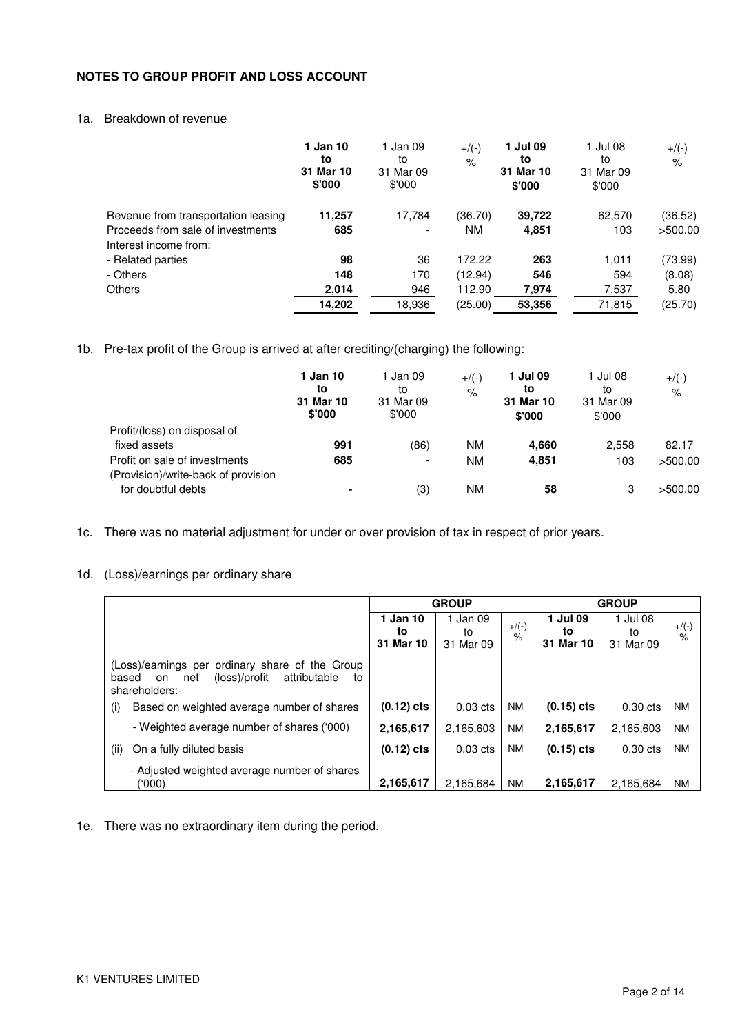## NOTES TO GROUP PROFIT AND LOSS ACCOUNT

1a. Breakdown of revenue

| | **1 Jan 10 to 31 Mar 10 $'000** | 1 Jan 09 to 31 Mar 09 $'000 | +/(-) % | **1 Jul 09 to 31 Mar 10 $'000** | 1 Jul 08 to 31 Mar 09 $'000 | +/(-) % |
|---|---|---|---|---|---|---|
| Revenue from transportation leasing | **11,257** | 17,784 | (36.70) | **39,722** | 62,570 | (36.52) |
| Proceeds from sale of investments | **685** | - | NM | **4,851** | 103 | >500.00 |
| Interest income from: | | | | | | |
| - Related parties | **98** | 36 | 172.22 | **263** | 1,011 | (73.99) |
| - Others | **148** | 170 | (12.94) | **546** | 594 | (8.08) |
| Others | **2,014** | 946 | 112.90 | **7,974** | 7,537 | 5.80 |
| | **14,202** | 18,936 | (25.00) | **53,356** | 71,815 | (25.70) |

1b. Pre-tax profit of the Group is arrived at after crediting/(charging) the following:

| | **1 Jan 10 to 31 Mar 10 $'000** | 1 Jan 09 to 31 Mar 09 $'000 | +/(-) % | **1 Jul 09 to 31 Mar 10 $'000** | 1 Jul 08 to 31 Mar 09 $'000 | +/(-) % |
|---|---|---|---|---|---|---|
| Profit/(loss) on disposal of fixed assets | **991** | (86) | NM | **4,660** | 2,558 | 82.17 |
| Profit on sale of investments | **685** | - | NM | **4,851** | 103 | >500.00 |
| (Provision)/write-back of provision for doubtful debts | **-** | (3) | NM | **58** | 3 | >500.00 |

1c. There was no material adjustment for under or over provision of tax in respect of prior years.

1d. (Loss)/earnings per ordinary share

| | **GROUP** | | | **GROUP** | | |
|---|---|---|---|---|---|---|
| | **1 Jan 10 to 31 Mar 10** | 1 Jan 09 to 31 Mar 09 | +/(-) % | **1 Jul 09 to 31 Mar 10** | 1 Jul 08 to 31 Mar 09 | +/(-) % |
| (Loss)/earnings per ordinary share of the Group based on net (loss)/profit attributable to shareholders:- | | | | | | |
| (i) Based on weighted average number of shares | **(0.12) cts** | 0.03 cts | NM | **(0.15) cts** | 0.30 cts | NM |
| - Weighted average number of shares ('000) | **2,165,617** | 2,165,603 | NM | **2,165,617** | 2,165,603 | NM |
| (ii) On a fully diluted basis | **(0.12) cts** | 0.03 cts | NM | **(0.15) cts** | 0.30 cts | NM |
| - Adjusted weighted average number of shares ('000) | **2,165,617** | 2,165,684 | NM | **2,165,617** | 2,165,684 | NM |

1e. There was no extraordinary item during the period.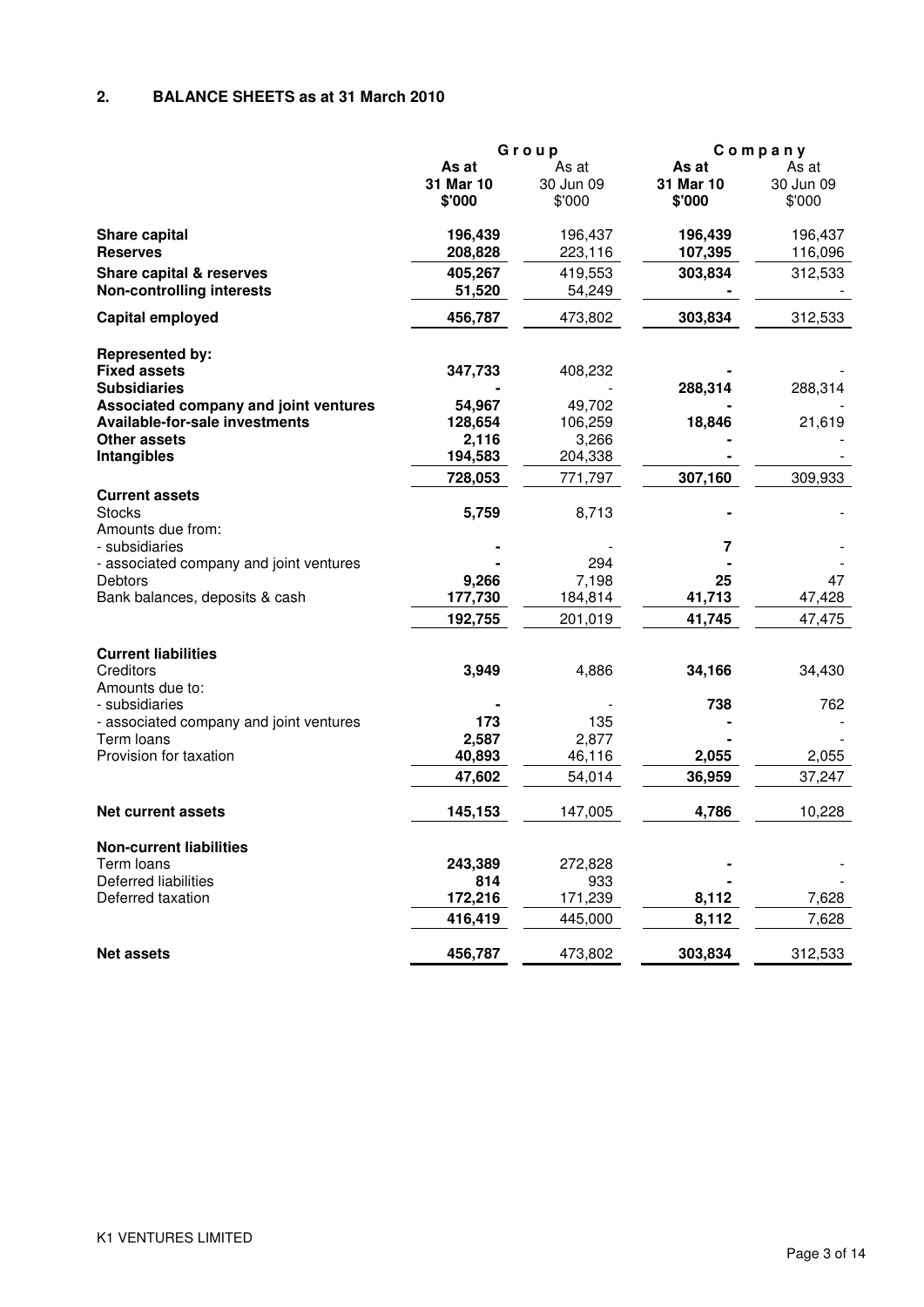## 2. BALANCE SHEETS as at 31 March 2010

| | Group | | Company | |
|---|---|---|---|---|
| | **As at 31 Mar 10 $'000** | As at 30 Jun 09 $'000 | **As at 31 Mar 10 $'000** | As at 30 Jun 09 $'000 |
| **Share capital** | **196,439** | 196,437 | **196,439** | 196,437 |
| **Reserves** | **208,828** | 223,116 | **107,395** | 116,096 |
| **Share capital & reserves** | **405,267** | 419,553 | **303,834** | 312,533 |
| **Non-controlling interests** | **51,520** | 54,249 | **-** | - |
| **Capital employed** | **456,787** | 473,802 | **303,834** | 312,533 |
| **Represented by:** | | | | |
| **Fixed assets** | **347,733** | 408,232 | **-** | - |
| **Subsidiaries** | **-** | - | **288,314** | 288,314 |
| **Associated company and joint ventures** | **54,967** | 49,702 | **-** | - |
| **Available-for-sale investments** | **128,654** | 106,259 | **18,846** | 21,619 |
| **Other assets** | **2,116** | 3,266 | **-** | - |
| **Intangibles** | **194,583** | 204,338 | **-** | - |
| | **728,053** | 771,797 | **307,160** | 309,933 |
| **Current assets** | | | | |
| Stocks | **5,759** | 8,713 | **-** | - |
| Amounts due from: | | | | |
| - subsidiaries | **-** | - | **7** | - |
| - associated company and joint ventures | **-** | 294 | **-** | - |
| Debtors | **9,266** | 7,198 | **25** | 47 |
| Bank balances, deposits & cash | **177,730** | 184,814 | **41,713** | 47,428 |
| | **192,755** | 201,019 | **41,745** | 47,475 |
| **Current liabilities** | | | | |
| Creditors | **3,949** | 4,886 | **34,166** | 34,430 |
| Amounts due to: | | | | |
| - subsidiaries | **-** | - | **738** | 762 |
| - associated company and joint ventures | **173** | 135 | **-** | - |
| Term loans | **2,587** | 2,877 | **-** | - |
| Provision for taxation | **40,893** | 46,116 | **2,055** | 2,055 |
| | **47,602** | 54,014 | **36,959** | 37,247 |
| **Net current assets** | **145,153** | 147,005 | **4,786** | 10,228 |
| **Non-current liabilities** | | | | |
| Term loans | **243,389** | 272,828 | **-** | - |
| Deferred liabilities | **814** | 933 | **-** | - |
| Deferred taxation | **172,216** | 171,239 | **8,112** | 7,628 |
| | **416,419** | 445,000 | **8,112** | 7,628 |
| **Net assets** | **456,787** | 473,802 | **303,834** | 312,533 |

K1 VENTURES LIMITED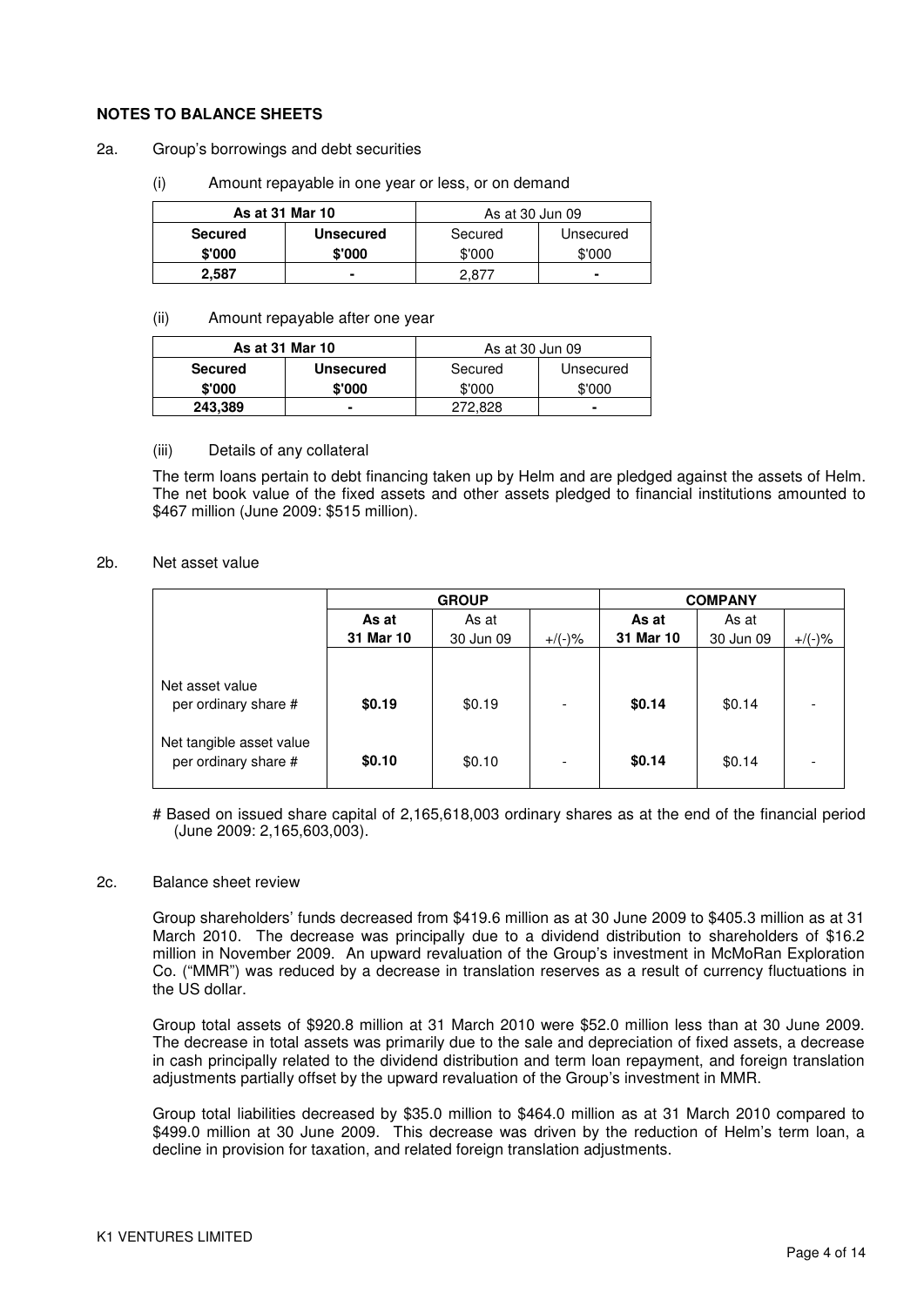**NOTES TO BALANCE SHEETS**

2a. Group's borrowings and debt securities

(i) Amount repayable in one year or less, or on demand

| **As at 31 Mar 10** | | As at 30 Jun 09 | |
|---|---|---|---|
| **Secured** | **Unsecured** | Secured | Unsecured |
| **$'000** | **$'000** | $'000 | $'000 |
| **2,587** | **-** | 2,877 | - |

(ii) Amount repayable after one year

| **As at 31 Mar 10** | | As at 30 Jun 09 | |
|---|---|---|---|
| **Secured** | **Unsecured** | Secured | Unsecured |
| **$'000** | **$'000** | $'000 | $'000 |
| **243,389** | **-** | 272,828 | - |

(iii) Details of any collateral

The term loans pertain to debt financing taken up by Helm and are pledged against the assets of Helm. The net book value of the fixed assets and other assets pledged to financial institutions amounted to $467 million (June 2009: $515 million).

2b. Net asset value

| | **GROUP** | | | **COMPANY** | | |
|---|---|---|---|---|---|---|
| | **As at 31 Mar 10** | As at 30 Jun 09 | +/(-)% | **As at 31 Mar 10** | As at 30 Jun 09 | +/(-)% |
| Net asset value per ordinary share # | **$0.19** | $0.19 | - | **$0.14** | $0.14 | - |
| Net tangible asset value per ordinary share # | **$0.10** | $0.10 | - | **$0.14** | $0.14 | - |

# Based on issued share capital of 2,165,618,003 ordinary shares as at the end of the financial period (June 2009: 2,165,603,003).

2c. Balance sheet review

Group shareholders' funds decreased from $419.6 million as at 30 June 2009 to $405.3 million as at 31 March 2010. The decrease was principally due to a dividend distribution to shareholders of $16.2 million in November 2009. An upward revaluation of the Group's investment in McMoRan Exploration Co. ("MMR") was reduced by a decrease in translation reserves as a result of currency fluctuations in the US dollar.

Group total assets of $920.8 million at 31 March 2010 were $52.0 million less than at 30 June 2009. The decrease in total assets was primarily due to the sale and depreciation of fixed assets, a decrease in cash principally related to the dividend distribution and term loan repayment, and foreign translation adjustments partially offset by the upward revaluation of the Group's investment in MMR.

Group total liabilities decreased by $35.0 million to $464.0 million as at 31 March 2010 compared to $499.0 million at 30 June 2009. This decrease was driven by the reduction of Helm's term loan, a decline in provision for taxation, and related foreign translation adjustments.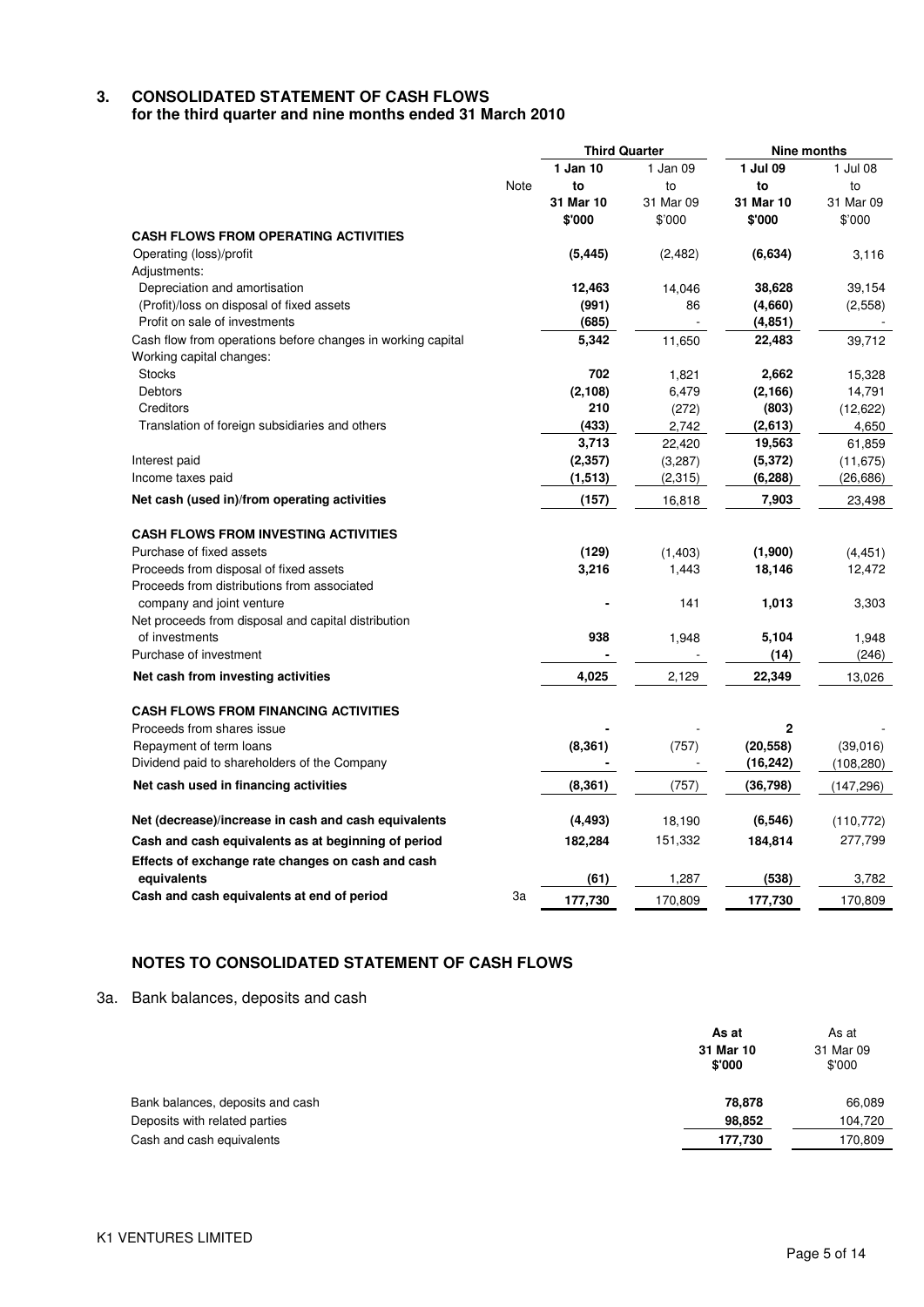## 3. CONSOLIDATED STATEMENT OF CASH FLOWS
### for the third quarter and nine months ended 31 March 2010

| | Note | Third Quarter | | Nine months | |
|---|---|---|---|---|---|
| | | **1 Jan 10 to 31 Mar 10** | 1 Jan 09 to 31 Mar 09 | **1 Jul 09 to 31 Mar 10** | 1 Jul 08 to 31 Mar 09 |
| | | **$'000** | $'000 | **$'000** | $'000 |
| **CASH FLOWS FROM OPERATING ACTIVITIES** | | | | | |
| Operating (loss)/profit | | **(5,445)** | (2,482) | **(6,634)** | 3,116 |
| Adjustments: | | | | | |
| Depreciation and amortisation | | **12,463** | 14,046 | **38,628** | 39,154 |
| (Profit)/loss on disposal of fixed assets | | **(991)** | 86 | **(4,660)** | (2,558) |
| Profit on sale of investments | | **(685)** | - | **(4,851)** | - |
| Cash flow from operations before changes in working capital | | **5,342** | 11,650 | **22,483** | 39,712 |
| Working capital changes: | | | | | |
| Stocks | | **702** | 1,821 | **2,662** | 15,328 |
| Debtors | | **(2,108)** | 6,479 | **(2,166)** | 14,791 |
| Creditors | | **210** | (272) | **(803)** | (12,622) |
| Translation of foreign subsidiaries and others | | **(433)** | 2,742 | **(2,613)** | 4,650 |
| | | **3,713** | 22,420 | **19,563** | 61,859 |
| Interest paid | | **(2,357)** | (3,287) | **(5,372)** | (11,675) |
| Income taxes paid | | **(1,513)** | (2,315) | **(6,288)** | (26,686) |
| **Net cash (used in)/from operating activities** | | **(157)** | 16,818 | **7,903** | 23,498 |
| **CASH FLOWS FROM INVESTING ACTIVITIES** | | | | | |
| Purchase of fixed assets | | **(129)** | (1,403) | **(1,900)** | (4,451) |
| Proceeds from disposal of fixed assets | | **3,216** | 1,443 | **18,146** | 12,472 |
| Proceeds from distributions from associated company and joint venture | | **-** | 141 | **1,013** | 3,303 |
| Net proceeds from disposal and capital distribution of investments | | **938** | 1,948 | **5,104** | 1,948 |
| Purchase of investment | | **-** | - | **(14)** | (246) |
| **Net cash from investing activities** | | **4,025** | 2,129 | **22,349** | 13,026 |
| **CASH FLOWS FROM FINANCING ACTIVITIES** | | | | | |
| Proceeds from shares issue | | **-** | - | **2** | - |
| Repayment of term loans | | **(8,361)** | (757) | **(20,558)** | (39,016) |
| Dividend paid to shareholders of the Company | | **-** | - | **(16,242)** | (108,280) |
| **Net cash used in financing activities** | | **(8,361)** | (757) | **(36,798)** | (147,296) |
| **Net (decrease)/increase in cash and cash equivalents** | | **(4,493)** | 18,190 | **(6,546)** | (110,772) |
| **Cash and cash equivalents as at beginning of period** | | **182,284** | 151,332 | **184,814** | 277,799 |
| **Effects of exchange rate changes on cash and cash equivalents** | | **(61)** | 1,287 | **(538)** | 3,782 |
| **Cash and cash equivalents at end of period** | 3a | **177,730** | 170,809 | **177,730** | 170,809 |

## NOTES TO CONSOLIDATED STATEMENT OF CASH FLOWS

3a. Bank balances, deposits and cash

| | **As at 31 Mar 10 $'000** | As at 31 Mar 09 $'000 |
|---|---|---|
| Bank balances, deposits and cash | **78,878** | 66,089 |
| Deposits with related parties | **98,852** | 104,720 |
| Cash and cash equivalents | **177,730** | 170,809 |

K1 VENTURES LIMITED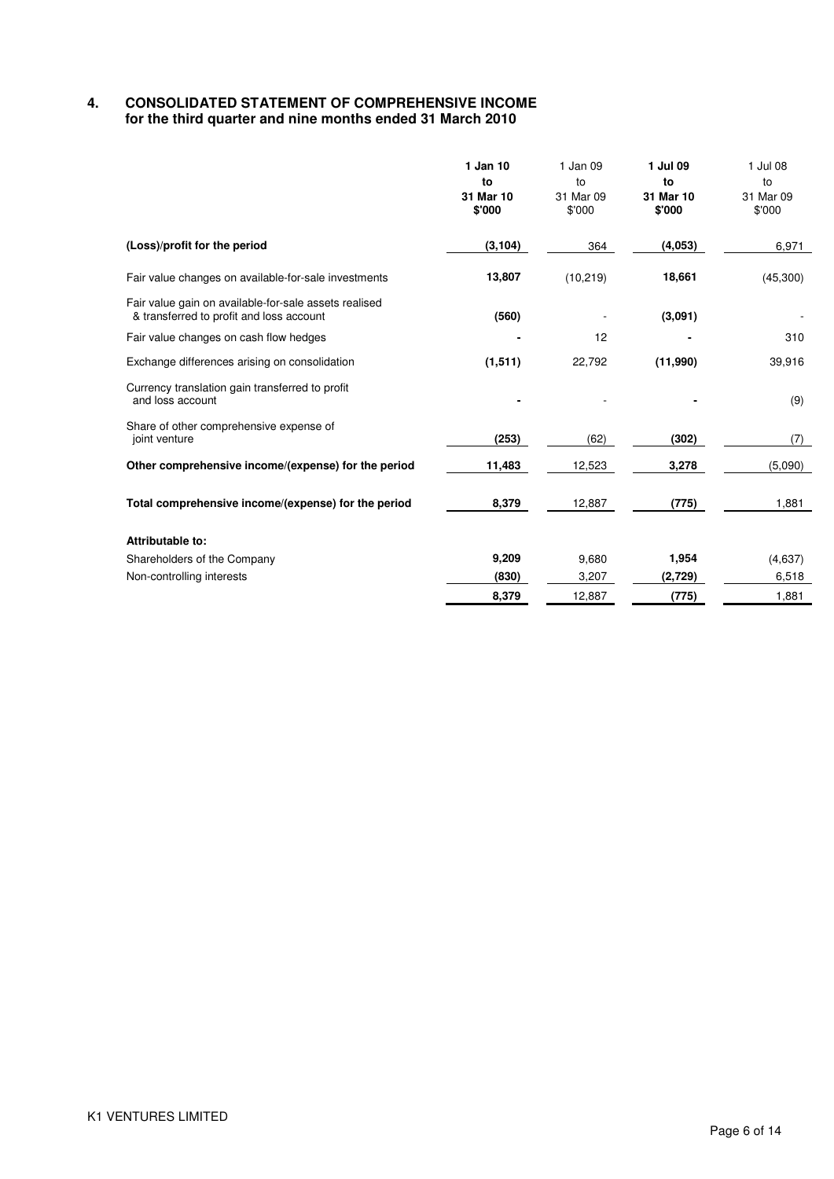# 4. CONSOLIDATED STATEMENT OF COMPREHENSIVE INCOME
**for the third quarter and nine months ended 31 March 2010**

| | **1 Jan 10 to 31 Mar 10 $'000** | 1 Jan 09 to 31 Mar 09 $'000 | **1 Jul 09 to 31 Mar 10 $'000** | 1 Jul 08 to 31 Mar 09 $'000 |
|---|---|---|---|---|
| **(Loss)/profit for the period** | **(3,104)** | 364 | **(4,053)** | 6,971 |
| Fair value changes on available-for-sale investments | **13,807** | (10,219) | **18,661** | (45,300) |
| Fair value gain on available-for-sale assets realised & transferred to profit and loss account | **(560)** | - | **(3,091)** | - |
| Fair value changes on cash flow hedges | **-** | 12 | **-** | 310 |
| Exchange differences arising on consolidation | **(1,511)** | 22,792 | **(11,990)** | 39,916 |
| Currency translation gain transferred to profit and loss account | **-** | - | **-** | (9) |
| Share of other comprehensive expense of joint venture | **(253)** | (62) | **(302)** | (7) |
| **Other comprehensive income/(expense) for the period** | **11,483** | 12,523 | **3,278** | (5,090) |
| **Total comprehensive income/(expense) for the period** | **8,379** | 12,887 | **(775)** | 1,881 |
| **Attributable to:** | | | | |
| Shareholders of the Company | **9,209** | 9,680 | **1,954** | (4,637) |
| Non-controlling interests | **(830)** | 3,207 | **(2,729)** | 6,518 |
| | **8,379** | 12,887 | **(775)** | 1,881 |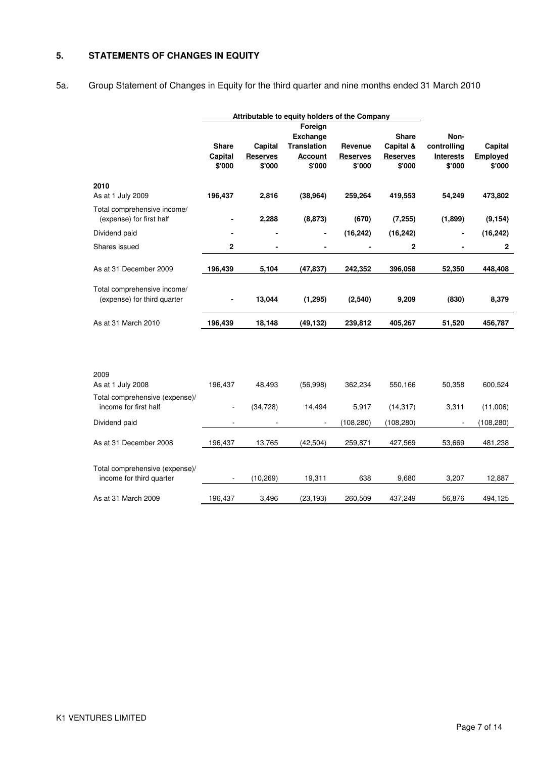## 5. STATEMENTS OF CHANGES IN EQUITY

5a. Group Statement of Changes in Equity for the third quarter and nine months ended 31 March 2010

| | Attributable to equity holders of the Company | | | | | | |
|---|---|---|---|---|---|---|---|
| | Share Capital $'000 | Capital Reserves $'000 | Foreign Exchange Translation Account $'000 | Revenue Reserves $'000 | Share Capital & Reserves $'000 | Non-controlling Interests $'000 | Capital Employed $'000 |
| **2010** | | | | | | | |
| As at 1 July 2009 | **196,437** | **2,816** | **(38,964)** | **259,264** | **419,553** | **54,249** | **473,802** |
| Total comprehensive income/ (expense) for first half | **-** | **2,288** | **(8,873)** | **(670)** | **(7,255)** | **(1,899)** | **(9,154)** |
| Dividend paid | **-** | **-** | **-** | **(16,242)** | **(16,242)** | **-** | **(16,242)** |
| Shares issued | **2** | **-** | **-** | **-** | **2** | **-** | **2** |
| As at 31 December 2009 | **196,439** | **5,104** | **(47,837)** | **242,352** | **396,058** | **52,350** | **448,408** |
| Total comprehensive income/ (expense) for third quarter | **-** | **13,044** | **(1,295)** | **(2,540)** | **9,209** | **(830)** | **8,379** |
| As at 31 March 2010 | **196,439** | **18,148** | **(49,132)** | **239,812** | **405,267** | **51,520** | **456,787** |
| 2009 | | | | | | | |
| As at 1 July 2008 | 196,437 | 48,493 | (56,998) | 362,234 | 550,166 | 50,358 | 600,524 |
| Total comprehensive (expense)/ income for first half | - | (34,728) | 14,494 | 5,917 | (14,317) | 3,311 | (11,006) |
| Dividend paid | - | - | - | (108,280) | (108,280) | - | (108,280) |
| As at 31 December 2008 | 196,437 | 13,765 | (42,504) | 259,871 | 427,569 | 53,669 | 481,238 |
| Total comprehensive (expense)/ income for third quarter | - | (10,269) | 19,311 | 638 | 9,680 | 3,207 | 12,887 |
| As at 31 March 2009 | 196,437 | 3,496 | (23,193) | 260,509 | 437,249 | 56,876 | 494,125 |

K1 VENTURES LIMITED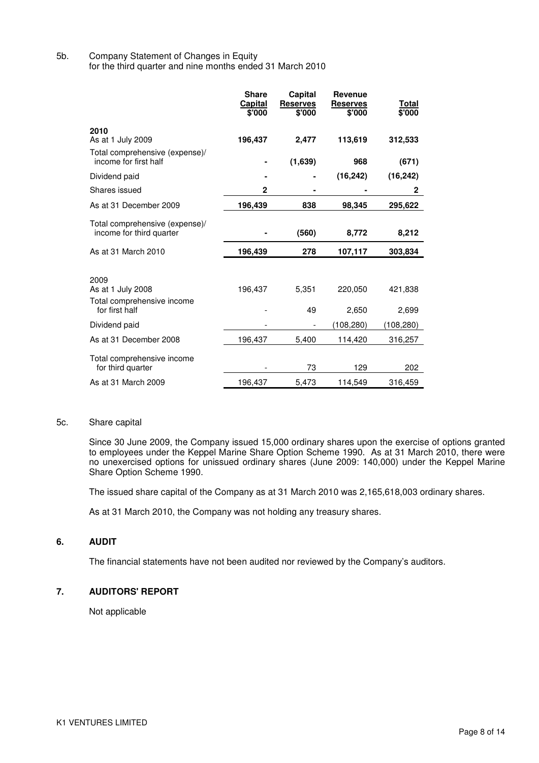5b. Company Statement of Changes in Equity
for the third quarter and nine months ended 31 March 2010

| | Share Capital $'000 | Capital Reserves $'000 | Revenue Reserves $'000 | Total $'000 |
|---|---|---|---|---|
| **2010** | | | | |
| As at 1 July 2009 | **196,437** | **2,477** | **113,619** | **312,533** |
| Total comprehensive (expense)/ income for first half | **-** | **(1,639)** | **968** | **(671)** |
| Dividend paid | **-** | **-** | **(16,242)** | **(16,242)** |
| Shares issued | **2** | **-** | **-** | **2** |
| As at 31 December 2009 | **196,439** | **838** | **98,345** | **295,622** |
| Total comprehensive (expense)/ income for third quarter | **-** | **(560)** | **8,772** | **8,212** |
| As at 31 March 2010 | **196,439** | **278** | **107,117** | **303,834** |
| | | | | |
| 2009 | | | | |
| As at 1 July 2008 | 196,437 | 5,351 | 220,050 | 421,838 |
| Total comprehensive income for first half | - | 49 | 2,650 | 2,699 |
| Dividend paid | - | - | (108,280) | (108,280) |
| As at 31 December 2008 | 196,437 | 5,400 | 114,420 | 316,257 |
| Total comprehensive income for third quarter | - | 73 | 129 | 202 |
| As at 31 March 2009 | 196,437 | 5,473 | 114,549 | 316,459 |

5c. Share capital

Since 30 June 2009, the Company issued 15,000 ordinary shares upon the exercise of options granted to employees under the Keppel Marine Share Option Scheme 1990. As at 31 March 2010, there were no unexercised options for unissued ordinary shares (June 2009: 140,000) under the Keppel Marine Share Option Scheme 1990.

The issued share capital of the Company as at 31 March 2010 was 2,165,618,003 ordinary shares.

As at 31 March 2010, the Company was not holding any treasury shares.

## 6. AUDIT

The financial statements have not been audited nor reviewed by the Company's auditors.

## 7. AUDITORS' REPORT

Not applicable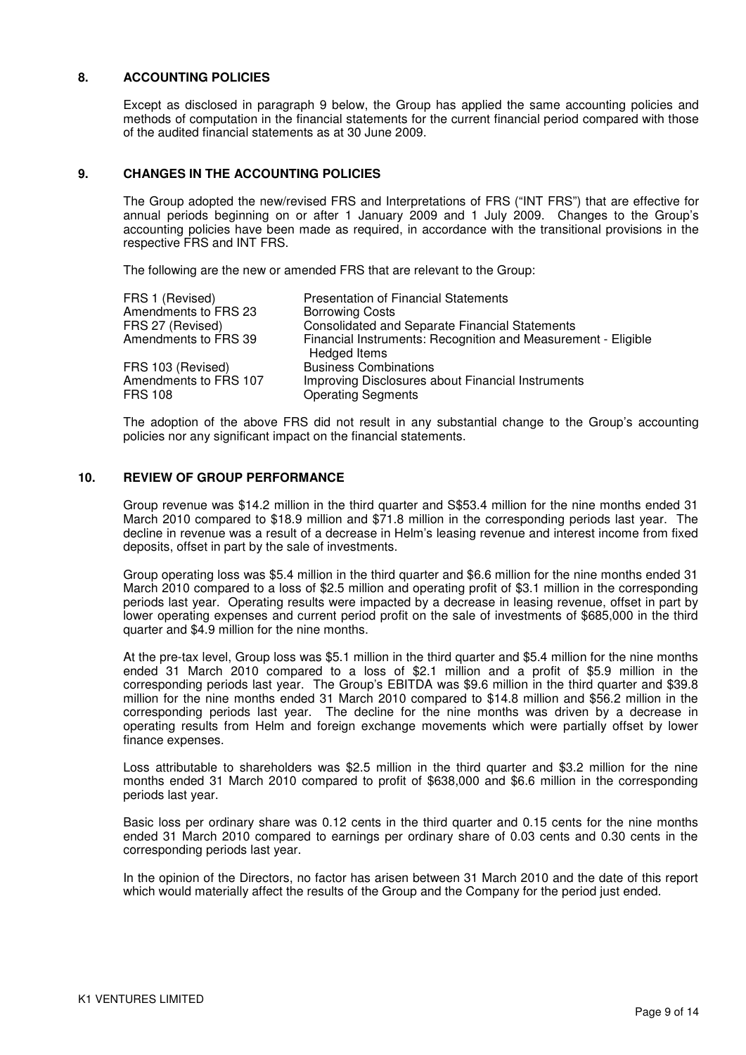## 8. ACCOUNTING POLICIES

Except as disclosed in paragraph 9 below, the Group has applied the same accounting policies and methods of computation in the financial statements for the current financial period compared with those of the audited financial statements as at 30 June 2009.

## 9. CHANGES IN THE ACCOUNTING POLICIES

The Group adopted the new/revised FRS and Interpretations of FRS ("INT FRS") that are effective for annual periods beginning on or after 1 January 2009 and 1 July 2009. Changes to the Group's accounting policies have been made as required, in accordance with the transitional provisions in the respective FRS and INT FRS.

The following are the new or amended FRS that are relevant to the Group:

| | |
|---|---|
| FRS 1 (Revised) | Presentation of Financial Statements |
| Amendments to FRS 23 | Borrowing Costs |
| FRS 27 (Revised) | Consolidated and Separate Financial Statements |
| Amendments to FRS 39 | Financial Instruments: Recognition and Measurement - Eligible Hedged Items |
| FRS 103 (Revised) | Business Combinations |
| Amendments to FRS 107 | Improving Disclosures about Financial Instruments |
| FRS 108 | Operating Segments |

The adoption of the above FRS did not result in any substantial change to the Group's accounting policies nor any significant impact on the financial statements.

## 10. REVIEW OF GROUP PERFORMANCE

Group revenue was $14.2 million in the third quarter and S$53.4 million for the nine months ended 31 March 2010 compared to $18.9 million and $71.8 million in the corresponding periods last year. The decline in revenue was a result of a decrease in Helm's leasing revenue and interest income from fixed deposits, offset in part by the sale of investments.

Group operating loss was $5.4 million in the third quarter and $6.6 million for the nine months ended 31 March 2010 compared to a loss of $2.5 million and operating profit of $3.1 million in the corresponding periods last year. Operating results were impacted by a decrease in leasing revenue, offset in part by lower operating expenses and current period profit on the sale of investments of $685,000 in the third quarter and $4.9 million for the nine months.

At the pre-tax level, Group loss was $5.1 million in the third quarter and $5.4 million for the nine months ended 31 March 2010 compared to a loss of $2.1 million and a profit of $5.9 million in the corresponding periods last year. The Group's EBITDA was $9.6 million in the third quarter and $39.8 million for the nine months ended 31 March 2010 compared to $14.8 million and $56.2 million in the corresponding periods last year. The decline for the nine months was driven by a decrease in operating results from Helm and foreign exchange movements which were partially offset by lower finance expenses.

Loss attributable to shareholders was $2.5 million in the third quarter and $3.2 million for the nine months ended 31 March 2010 compared to profit of $638,000 and $6.6 million in the corresponding periods last year.

Basic loss per ordinary share was 0.12 cents in the third quarter and 0.15 cents for the nine months ended 31 March 2010 compared to earnings per ordinary share of 0.03 cents and 0.30 cents in the corresponding periods last year.

In the opinion of the Directors, no factor has arisen between 31 March 2010 and the date of this report which would materially affect the results of the Group and the Company for the period just ended.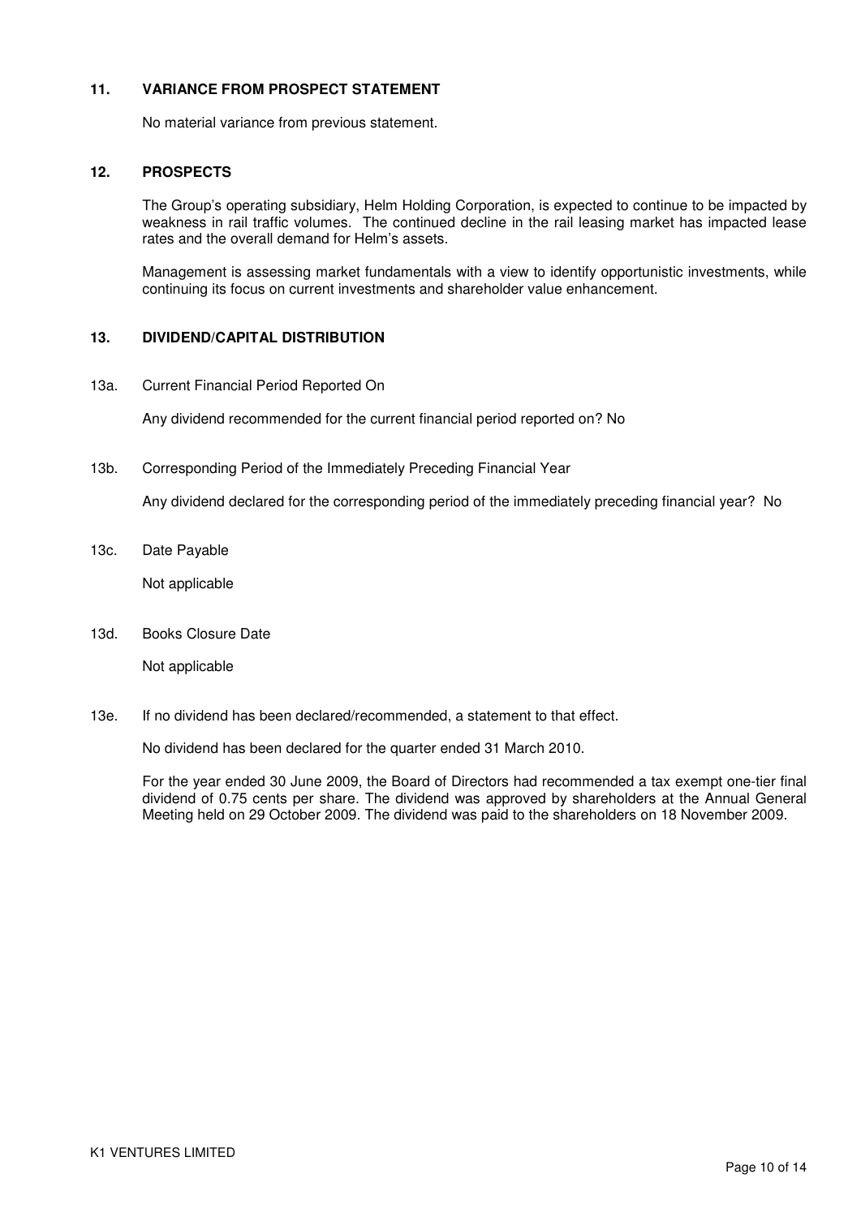## 11. VARIANCE FROM PROSPECT STATEMENT

No material variance from previous statement.

## 12. PROSPECTS

The Group's operating subsidiary, Helm Holding Corporation, is expected to continue to be impacted by weakness in rail traffic volumes. The continued decline in the rail leasing market has impacted lease rates and the overall demand for Helm's assets.

Management is assessing market fundamentals with a view to identify opportunistic investments, while continuing its focus on current investments and shareholder value enhancement.

## 13. DIVIDEND/CAPITAL DISTRIBUTION

13a. Current Financial Period Reported On

Any dividend recommended for the current financial period reported on? No

13b. Corresponding Period of the Immediately Preceding Financial Year

Any dividend declared for the corresponding period of the immediately preceding financial year? No

13c. Date Payable

Not applicable

13d. Books Closure Date

Not applicable

13e. If no dividend has been declared/recommended, a statement to that effect.

No dividend has been declared for the quarter ended 31 March 2010.

For the year ended 30 June 2009, the Board of Directors had recommended a tax exempt one-tier final dividend of 0.75 cents per share. The dividend was approved by shareholders at the Annual General Meeting held on 29 October 2009. The dividend was paid to the shareholders on 18 November 2009.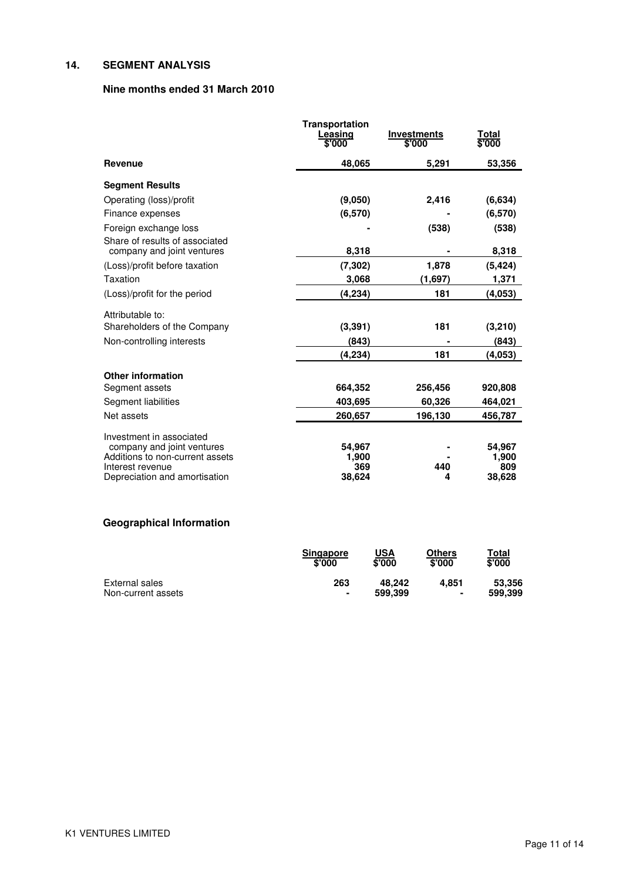## 14. SEGMENT ANALYSIS

### Nine months ended 31 March 2010

| | Transportation Leasing $'000 | Investments $'000 | Total $'000 |
|---|---|---|---|
| **Revenue** | **48,065** | **5,291** | **53,356** |
| **Segment Results** | | | |
| Operating (loss)/profit | (9,050) | 2,416 | (6,634) |
| Finance expenses | (6,570) | - | (6,570) |
| Foreign exchange loss | - | (538) | (538) |
| Share of results of associated company and joint ventures | 8,318 | - | 8,318 |
| (Loss)/profit before taxation | (7,302) | 1,878 | (5,424) |
| Taxation | 3,068 | (1,697) | 1,371 |
| (Loss)/profit for the period | (4,234) | 181 | (4,053) |
| Attributable to: | | | |
| Shareholders of the Company | (3,391) | 181 | (3,210) |
| Non-controlling interests | (843) | - | (843) |
| | (4,234) | 181 | (4,053) |
| **Other information** | | | |
| Segment assets | 664,352 | 256,456 | 920,808 |
| Segment liabilities | 403,695 | 60,326 | 464,021 |
| Net assets | 260,657 | 196,130 | 456,787 |
| Investment in associated company and joint ventures | 54,967 | - | 54,967 |
| Additions to non-current assets | 1,900 | - | 1,900 |
| Interest revenue | 369 | 440 | 809 |
| Depreciation and amortisation | 38,624 | 4 | 38,628 |

### Geographical Information

| | Singapore $'000 | USA $'000 | Others $'000 | Total $'000 |
|---|---|---|---|---|
| External sales | 263 | 48,242 | 4,851 | 53,356 |
| Non-current assets | - | 599,399 | - | 599,399 |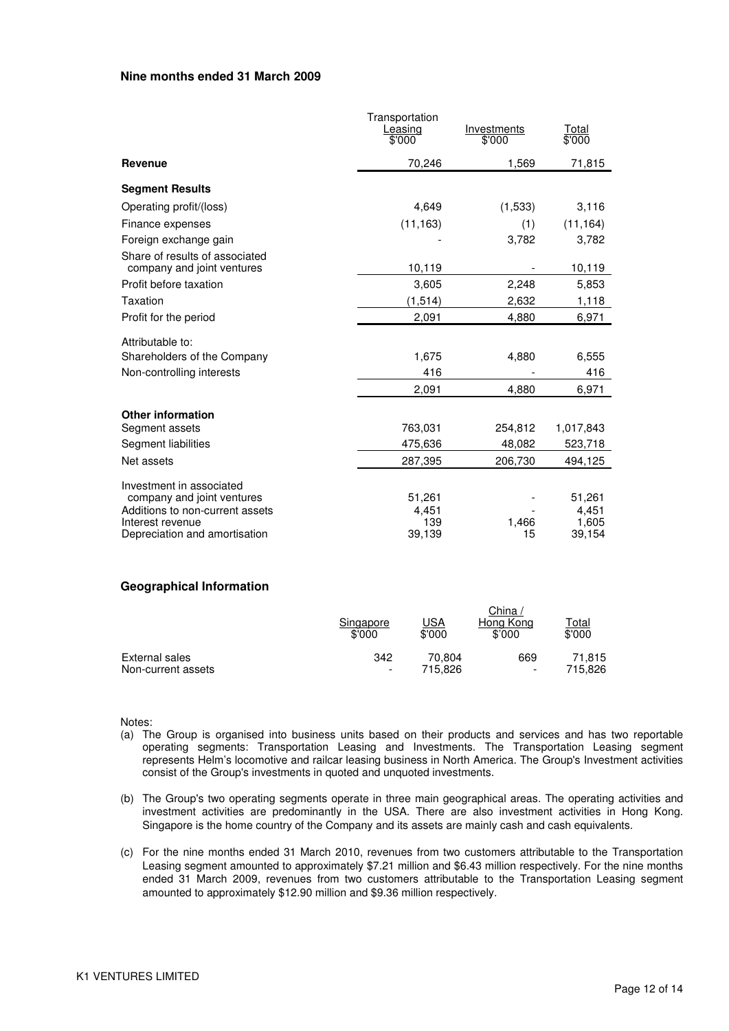### Nine months ended 31 March 2009

| | Transportation Leasing $'000 | Investments $'000 | Total $'000 |
|---|---|---|---|
| **Revenue** | 70,246 | 1,569 | 71,815 |
| **Segment Results** | | | |
| Operating profit/(loss) | 4,649 | (1,533) | 3,116 |
| Finance expenses | (11,163) | (1) | (11,164) |
| Foreign exchange gain | - | 3,782 | 3,782 |
| Share of results of associated company and joint ventures | 10,119 | - | 10,119 |
| Profit before taxation | 3,605 | 2,248 | 5,853 |
| Taxation | (1,514) | 2,632 | 1,118 |
| Profit for the period | 2,091 | 4,880 | 6,971 |
| Attributable to: | | | |
| Shareholders of the Company | 1,675 | 4,880 | 6,555 |
| Non-controlling interests | 416 | - | 416 |
| | 2,091 | 4,880 | 6,971 |
| **Other information** | | | |
| Segment assets | 763,031 | 254,812 | 1,017,843 |
| Segment liabilities | 475,636 | 48,082 | 523,718 |
| Net assets | 287,395 | 206,730 | 494,125 |
| Investment in associated company and joint ventures | 51,261 | - | 51,261 |
| Additions to non-current assets | 4,451 | - | 4,451 |
| Interest revenue | 139 | 1,466 | 1,605 |
| Depreciation and amortisation | 39,139 | 15 | 39,154 |

### Geographical Information

| | Singapore $'000 | USA $'000 | China / Hong Kong $'000 | Total $'000 |
|---|---|---|---|---|
| External sales | 342 | 70,804 | 669 | 71,815 |
| Non-current assets | - | 715,826 | - | 715,826 |

Notes:

(a) The Group is organised into business units based on their products and services and has two reportable operating segments: Transportation Leasing and Investments. The Transportation Leasing segment represents Helm's locomotive and railcar leasing business in North America. The Group's Investment activities consist of the Group's investments in quoted and unquoted investments.

(b) The Group's two operating segments operate in three main geographical areas. The operating activities and investment activities are predominantly in the USA. There are also investment activities in Hong Kong. Singapore is the home country of the Company and its assets are mainly cash and cash equivalents.

(c) For the nine months ended 31 March 2010, revenues from two customers attributable to the Transportation Leasing segment amounted to approximately $7.21 million and $6.43 million respectively. For the nine months ended 31 March 2009, revenues from two customers attributable to the Transportation Leasing segment amounted to approximately $12.90 million and $9.36 million respectively.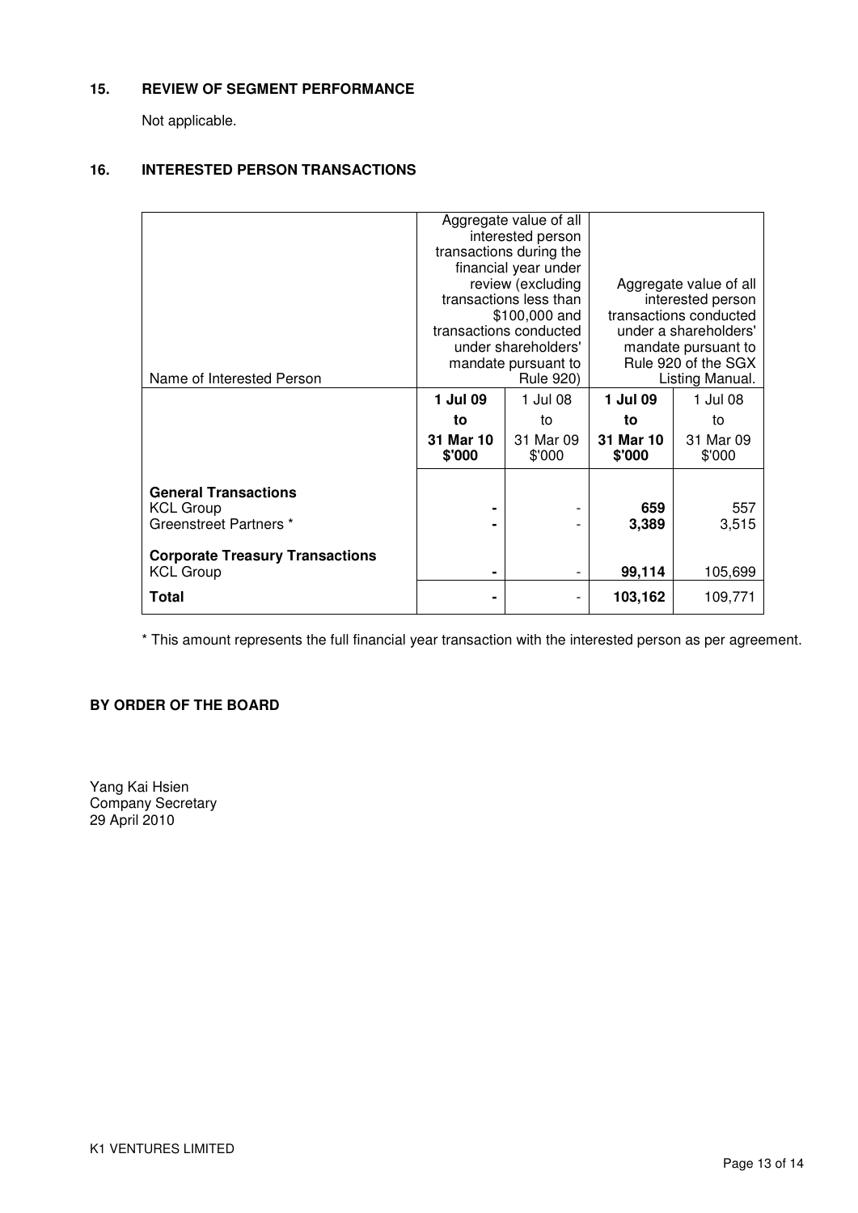## 15. REVIEW OF SEGMENT PERFORMANCE

Not applicable.

## 16. INTERESTED PERSON TRANSACTIONS

| Name of Interested Person | Aggregate value of all interested person transactions during the financial year under review (excluding transactions less than $100,000 and transactions conducted under shareholders' mandate pursuant to Rule 920) | | Aggregate value of all interested person transactions conducted under a shareholders' mandate pursuant to Rule 920 of the SGX Listing Manual. | |
|---|---|---|---|---|
| | **1 Jul 09 to 31 Mar 10 $'000** | 1 Jul 08 to 31 Mar 09 $'000 | **1 Jul 09 to 31 Mar 10 $'000** | 1 Jul 08 to 31 Mar 09 $'000 |
| **General Transactions** | | | | |
| KCL Group | **-** | - | **659** | 557 |
| Greenstreet Partners * | **-** | - | **3,389** | 3,515 |
| **Corporate Treasury Transactions** | | | | |
| KCL Group | **-** | - | **99,114** | 105,699 |
| **Total** | **-** | - | **103,162** | 109,771 |

* This amount represents the full financial year transaction with the interested person as per agreement.

**BY ORDER OF THE BOARD**

Yang Kai Hsien
Company Secretary
29 April 2010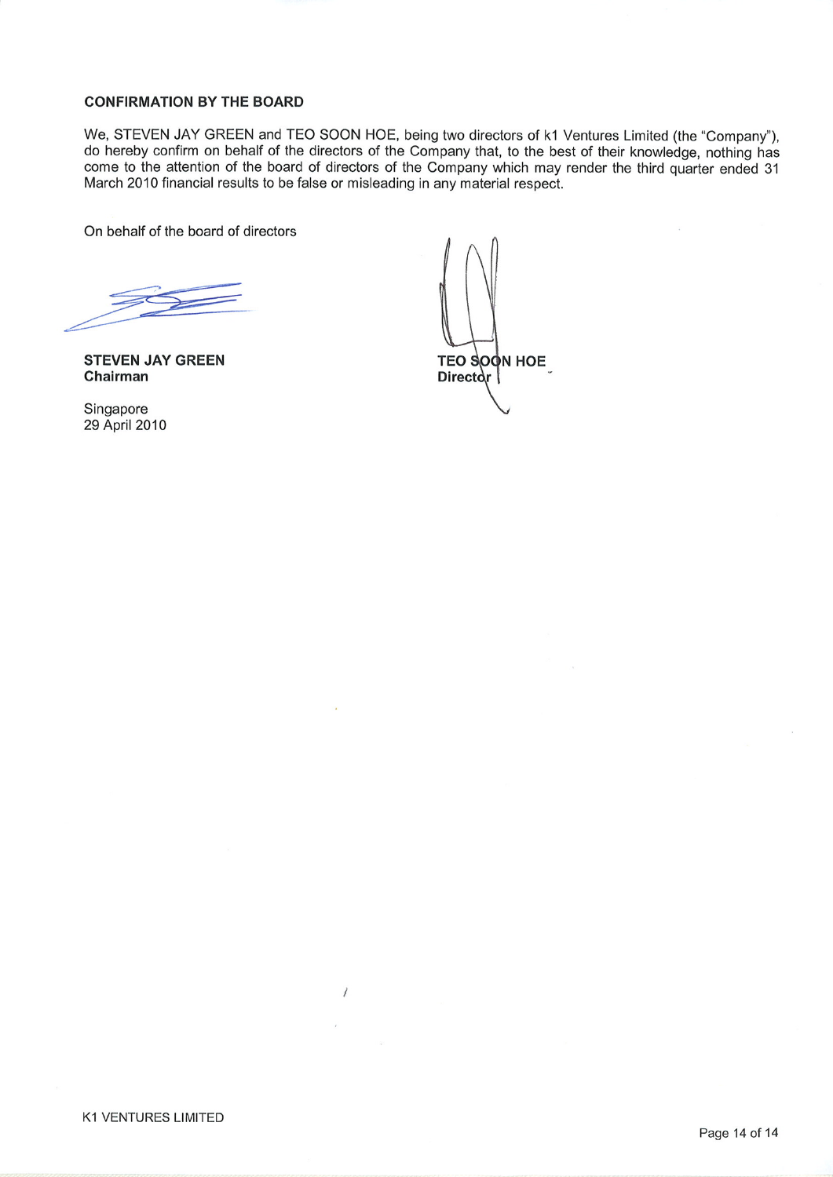## CONFIRMATION BY THE BOARD

We, STEVEN JAY GREEN and TEO SOON HOE, being two directors of k1 Ventures Limited (the "Company"), do hereby confirm on behalf of the directors of the Company that, to the best of their knowledge, nothing has come to the attention of the board of directors of the Company which may render the third quarter ended 31 March 2010 financial results to be false or misleading in any material respect.

On behalf of the board of directors

**STEVEN JAY GREEN**
**Chairman**

**TEO SOON HOE**
**Director**

Singapore
29 April 2010